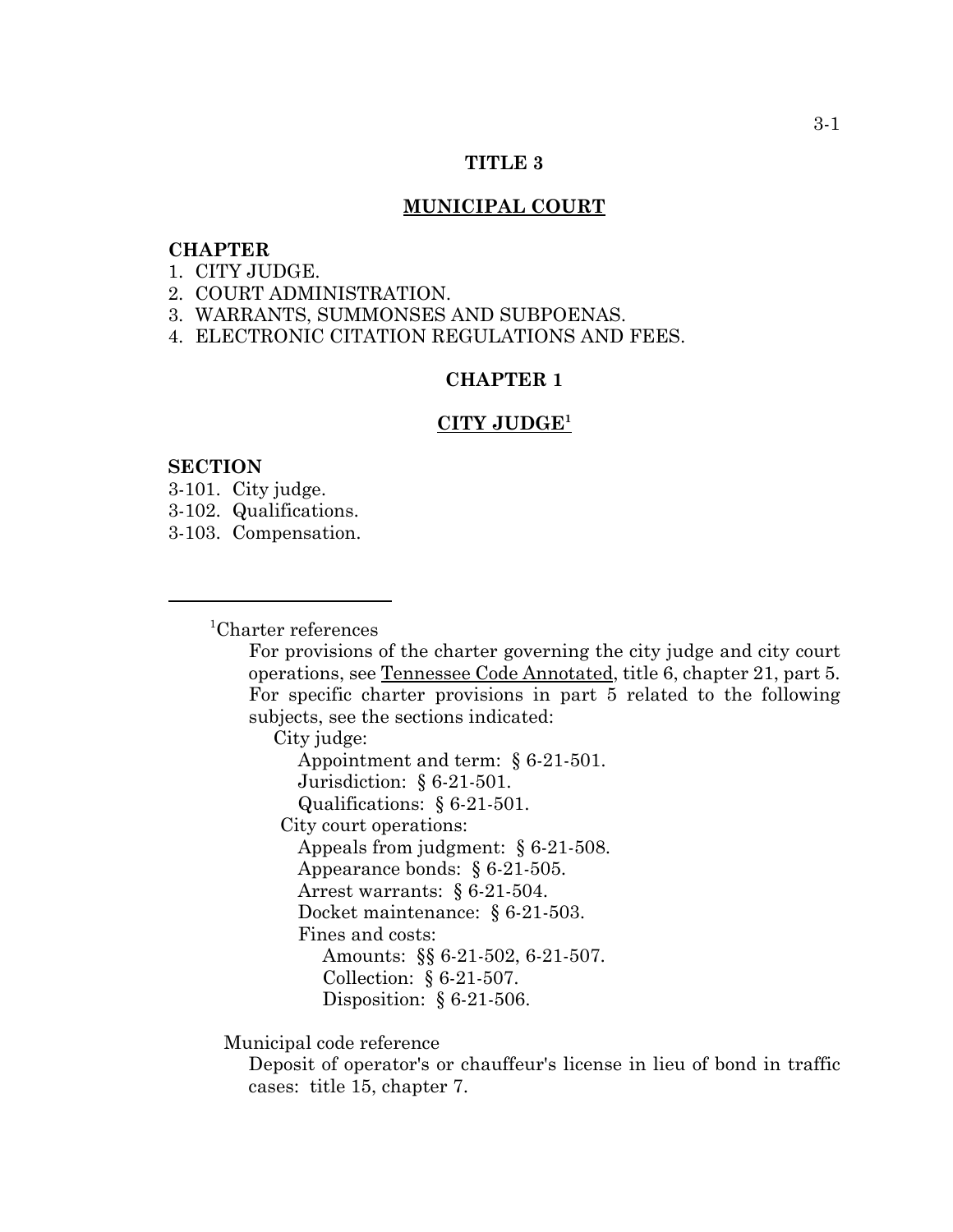# TITLE 3

## MUNICIPAL COURT

**CHAPTER**
1. CITY JUDGE.
2. COURT ADMINISTRATION.
3. WARRANTS, SUMMONSES AND SUBPOENAS.
4. ELECTRONIC CITATION REGULATIONS AND FEES.

## CHAPTER 1

## CITY JUDGE[1]

**SECTION**
3-101. City judge.
3-102. Qualifications.
3-103. Compensation.

---

[1]Charter references

For provisions of the charter governing the city judge and city court operations, see Tennessee Code Annotated, title 6, chapter 21, part 5. For specific charter provisions in part 5 related to the following subjects, see the sections indicated:

- City judge:
  - Appointment and term: § 6-21-501.
  - Jurisdiction: § 6-21-501.
  - Qualifications: § 6-21-501.
- City court operations:
  - Appeals from judgment: § 6-21-508.
  - Appearance bonds: § 6-21-505.
  - Arrest warrants: § 6-21-504.
  - Docket maintenance: § 6-21-503.
  - Fines and costs:
    - Amounts: §§ 6-21-502, 6-21-507.
    - Collection: § 6-21-507.
    - Disposition: § 6-21-506.

Municipal code reference

Deposit of operator's or chauffeur's license in lieu of bond in traffic cases: title 15, chapter 7.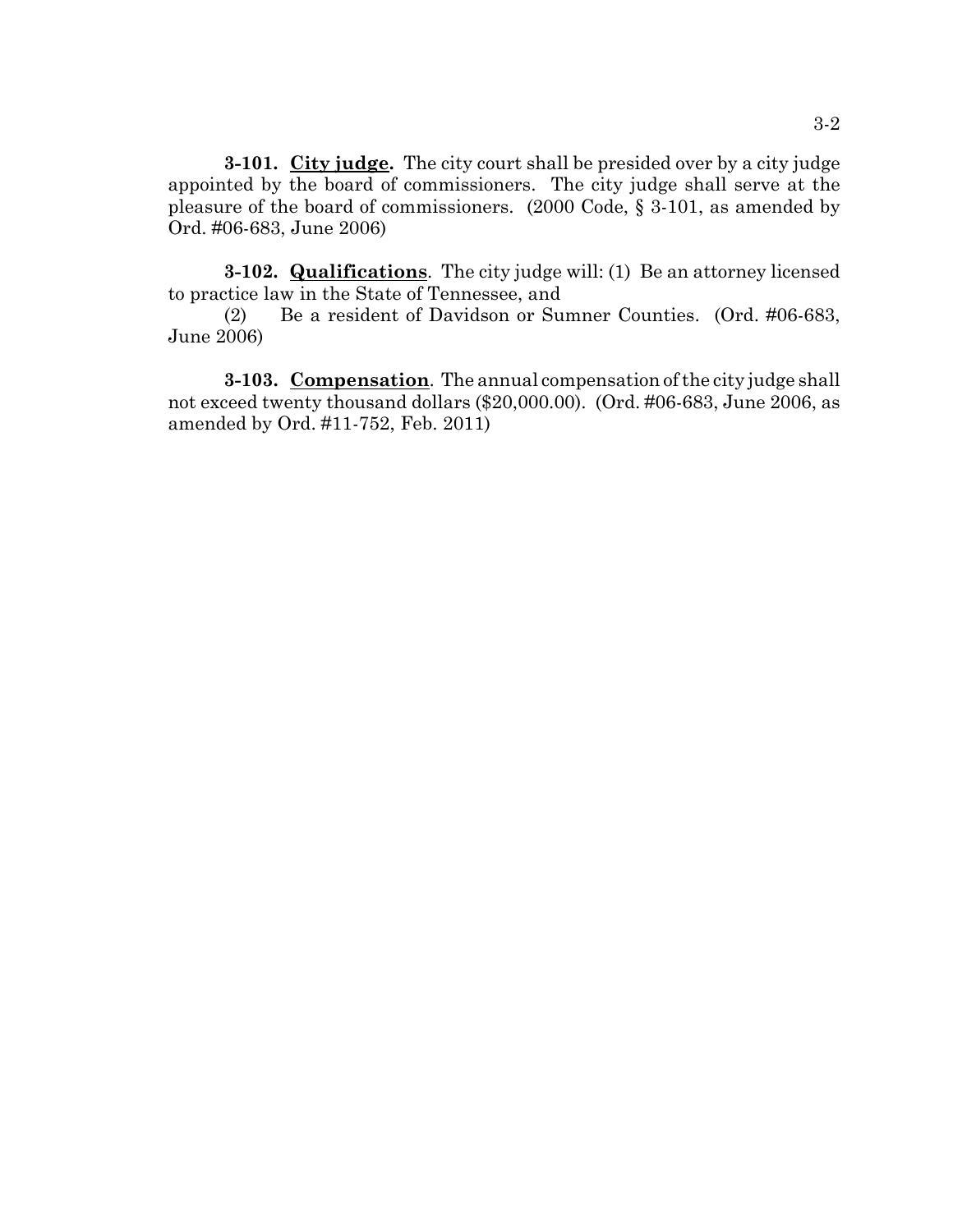**3-101. City judge.** The city court shall be presided over by a city judge appointed by the board of commissioners. The city judge shall serve at the pleasure of the board of commissioners. (2000 Code, § 3-101, as amended by Ord. #06-683, June 2006)

**3-102. Qualifications**. The city judge will: (1) Be an attorney licensed to practice law in the State of Tennessee, and

(2) Be a resident of Davidson or Sumner Counties. (Ord. #06-683, June 2006)

**3-103. Compensation**. The annual compensation of the city judge shall not exceed twenty thousand dollars ($20,000.00). (Ord. #06-683, June 2006, as amended by Ord. #11-752, Feb. 2011)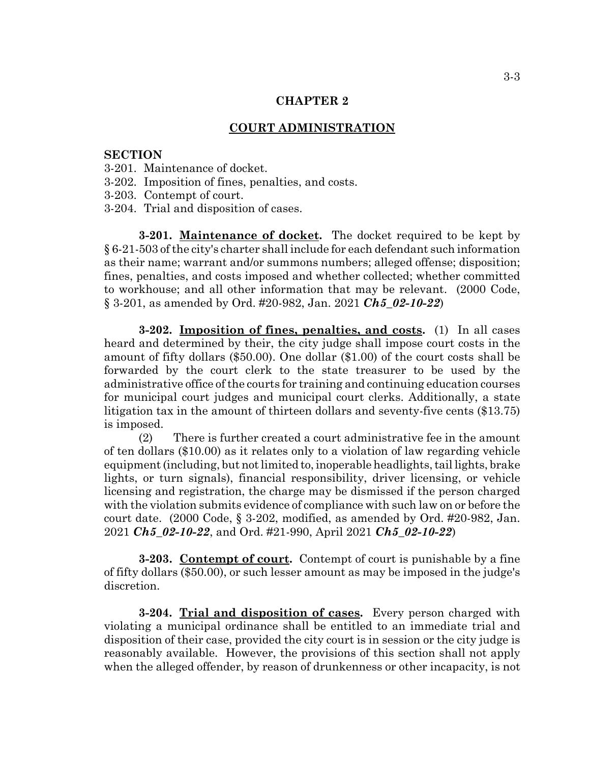## CHAPTER 2

## COURT ADMINISTRATION

**SECTION**

3-201. Maintenance of docket.
3-202. Imposition of fines, penalties, and costs.
3-203. Contempt of court.
3-204. Trial and disposition of cases.

**3-201. Maintenance of docket.** The docket required to be kept by § 6-21-503 of the city's charter shall include for each defendant such information as their name; warrant and/or summons numbers; alleged offense; disposition; fines, penalties, and costs imposed and whether collected; whether committed to workhouse; and all other information that may be relevant. (2000 Code, § 3-201, as amended by Ord. #20-982, Jan. 2021 ***Ch5_02-10-22***)

**3-202. Imposition of fines, penalties, and costs.** (1) In all cases heard and determined by their, the city judge shall impose court costs in the amount of fifty dollars ($50.00). One dollar ($1.00) of the court costs shall be forwarded by the court clerk to the state treasurer to be used by the administrative office of the courts for training and continuing education courses for municipal court judges and municipal court clerks. Additionally, a state litigation tax in the amount of thirteen dollars and seventy-five cents ($13.75) is imposed.

(2) There is further created a court administrative fee in the amount of ten dollars ($10.00) as it relates only to a violation of law regarding vehicle equipment (including, but not limited to, inoperable headlights, tail lights, brake lights, or turn signals), financial responsibility, driver licensing, or vehicle licensing and registration, the charge may be dismissed if the person charged with the violation submits evidence of compliance with such law on or before the court date. (2000 Code, § 3-202, modified, as amended by Ord. #20-982, Jan. 2021 ***Ch5_02-10-22***, and Ord. #21-990, April 2021 ***Ch5_02-10-22***)

**3-203. Contempt of court.** Contempt of court is punishable by a fine of fifty dollars ($50.00), or such lesser amount as may be imposed in the judge's discretion.

**3-204. Trial and disposition of cases.** Every person charged with violating a municipal ordinance shall be entitled to an immediate trial and disposition of their case, provided the city court is in session or the city judge is reasonably available. However, the provisions of this section shall not apply when the alleged offender, by reason of drunkenness or other incapacity, is not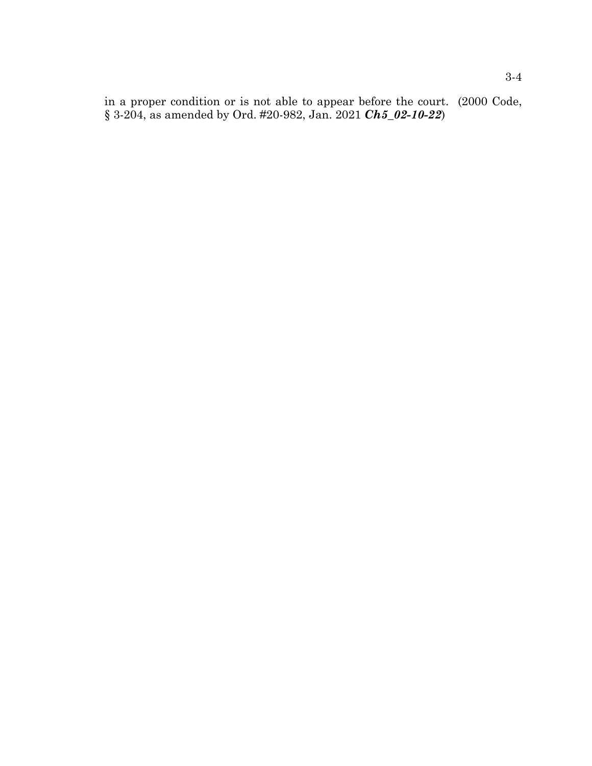in a proper condition or is not able to appear before the court. (2000 Code, § 3-204, as amended by Ord. #20-982, Jan. 2021 ***Ch5_02-10-22***)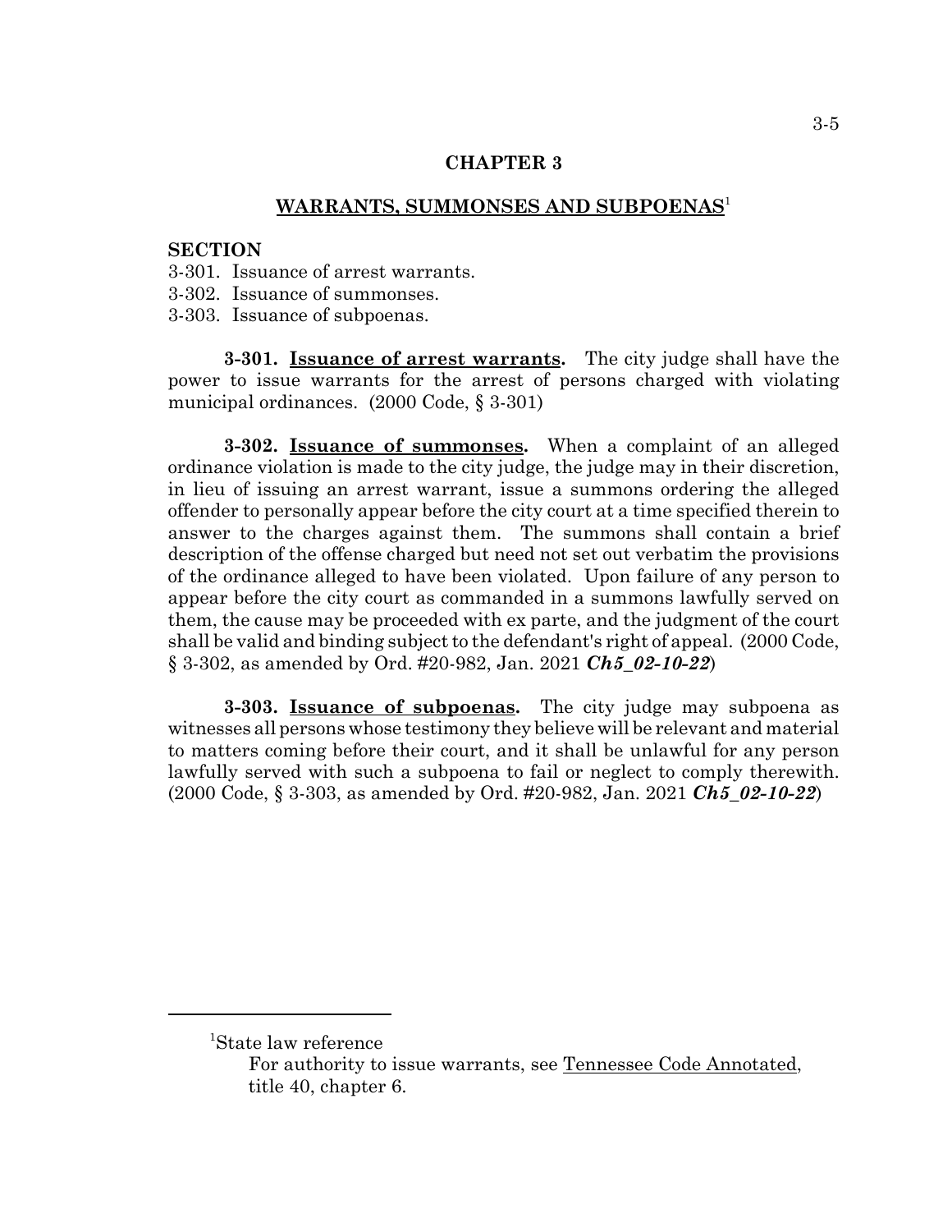# CHAPTER 3

## WARRANTS, SUMMONSES AND SUBPOENAS[1]

**SECTION**

3-301. Issuance of arrest warrants.
3-302. Issuance of summonses.
3-303. Issuance of subpoenas.

**3-301. Issuance of arrest warrants.** The city judge shall have the power to issue warrants for the arrest of persons charged with violating municipal ordinances. (2000 Code, § 3-301)

**3-302. Issuance of summonses.** When a complaint of an alleged ordinance violation is made to the city judge, the judge may in their discretion, in lieu of issuing an arrest warrant, issue a summons ordering the alleged offender to personally appear before the city court at a time specified therein to answer to the charges against them. The summons shall contain a brief description of the offense charged but need not set out verbatim the provisions of the ordinance alleged to have been violated. Upon failure of any person to appear before the city court as commanded in a summons lawfully served on them, the cause may be proceeded with ex parte, and the judgment of the court shall be valid and binding subject to the defendant's right of appeal. (2000 Code, § 3-302, as amended by Ord. #20-982, Jan. 2021 ***Ch5_02-10-22***)

**3-303. Issuance of subpoenas.** The city judge may subpoena as witnesses all persons whose testimony they believe will be relevant and material to matters coming before their court, and it shall be unlawful for any person lawfully served with such a subpoena to fail or neglect to comply therewith. (2000 Code, § 3-303, as amended by Ord. #20-982, Jan. 2021 ***Ch5_02-10-22***)

---

[1]State law reference

For authority to issue warrants, see Tennessee Code Annotated, title 40, chapter 6.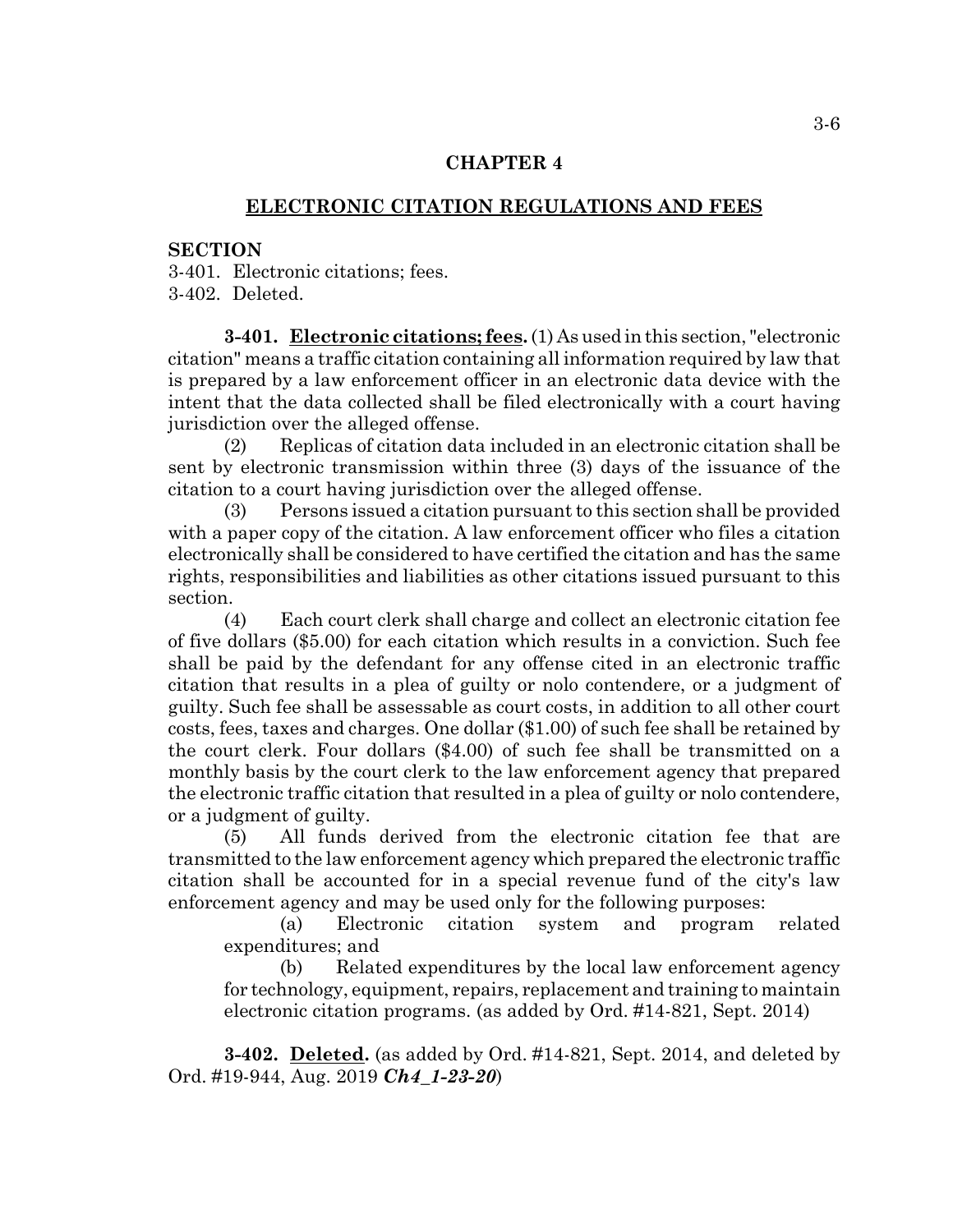# CHAPTER 4

## ELECTRONIC CITATION REGULATIONS AND FEES

**SECTION**

3-401. Electronic citations; fees.
3-402. Deleted.

**3-401. Electronic citations; fees.** (1) As used in this section, "electronic citation" means a traffic citation containing all information required by law that is prepared by a law enforcement officer in an electronic data device with the intent that the data collected shall be filed electronically with a court having jurisdiction over the alleged offense.

(2) Replicas of citation data included in an electronic citation shall be sent by electronic transmission within three (3) days of the issuance of the citation to a court having jurisdiction over the alleged offense.

(3) Persons issued a citation pursuant to this section shall be provided with a paper copy of the citation. A law enforcement officer who files a citation electronically shall be considered to have certified the citation and has the same rights, responsibilities and liabilities as other citations issued pursuant to this section.

(4) Each court clerk shall charge and collect an electronic citation fee of five dollars ($5.00) for each citation which results in a conviction. Such fee shall be paid by the defendant for any offense cited in an electronic traffic citation that results in a plea of guilty or nolo contendere, or a judgment of guilty. Such fee shall be assessable as court costs, in addition to all other court costs, fees, taxes and charges. One dollar ($1.00) of such fee shall be retained by the court clerk. Four dollars ($4.00) of such fee shall be transmitted on a monthly basis by the court clerk to the law enforcement agency that prepared the electronic traffic citation that resulted in a plea of guilty or nolo contendere, or a judgment of guilty.

(5) All funds derived from the electronic citation fee that are transmitted to the law enforcement agency which prepared the electronic traffic citation shall be accounted for in a special revenue fund of the city's law enforcement agency and may be used only for the following purposes:

(a) Electronic citation system and program related expenditures; and

(b) Related expenditures by the local law enforcement agency for technology, equipment, repairs, replacement and training to maintain electronic citation programs. (as added by Ord. #14-821, Sept. 2014)

**3-402. Deleted.** (as added by Ord. #14-821, Sept. 2014, and deleted by Ord. #19-944, Aug. 2019 ***Ch4_1-23-20***)